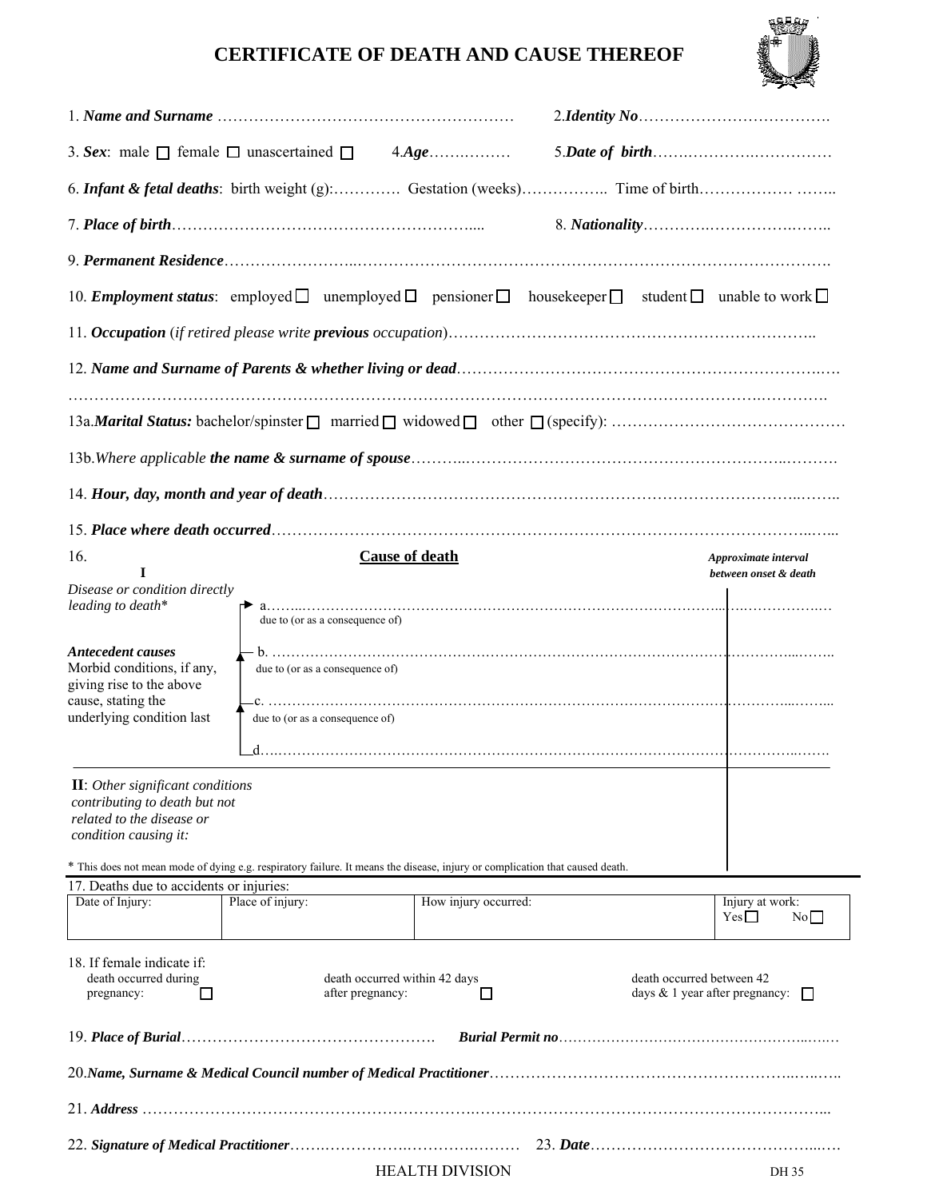# CERTIFICATE OF DEATH AND CAUSE THEREOF

1. ***Name and Surname*** ……………………………………………………  2.***Identity No***……………………………….

3. ***Sex***: male ☐ female ☐ unascertained ☐  4.***Age***…….………  5.***Date of birth***…….………….……………

6. ***Infant & fetal deaths***: birth weight (g):…………. Gestation (weeks)…………….. Time of birth……………… ……..

7. ***Place of birth***…………………………………………………....  8. ***Nationality***………….…………….……..

9. ***Permanent Residence***……………………..……………………………………………………………………….

10. ***Employment status***: employed ☐ unemployed ☐ pensioner ☐ housekeeper ☐ student ☐ unable to work ☐

11. ***Occupation*** (*if retired please write **previous** occupation*)……………………………………………………………..

12. ***Name and Surname of Parents & whether living or dead***……………………………………………………………….

…………………………………………………………………………………………………………………………….

13a.***Marital Status:*** bachelor/spinster ☐ married ☐ widowed ☐ other ☐ (specify): ………………………………………

13b.*Where applicable **the name & surname of spouse***………..…………………………………………………..……….

14. ***Hour, day, month and year of death***………………………………………………………………………..……..

15. ***Place where death occurred***……………………………………………………………………………………..…...

16. **Cause of death**

| | | *Approximate interval between onset & death* |
|---|---|---|
| **I** *Disease or condition directly leading to death** | a……………………………………………… due to (or as a consequence of) | |
| ***Antecedent causes*** Morbid conditions, if any, giving rise to the above cause, stating the underlying condition last | b. ……………………………………………… due to (or as a consequence of) | |
| | c. ……………………………………………… due to (or as a consequence of) | |
| | d……………………………………………… | |
| **II**: *Other significant conditions contributing to death but not related to the disease or condition causing it:* | | |

\* This does not mean mode of dying e.g. respiratory failure. It means the disease, injury or complication that caused death.

17. Deaths due to accidents or injuries:

| Date of Injury: | Place of injury: | How injury occurred: | Injury at work: Yes ☐ No ☐ |
|---|---|---|---|
| | | | |

18. If female indicate if:
death occurred during pregnancy: ☐  death occurred within 42 days after pregnancy: ☐  death occurred between 42 days & 1 year after pregnancy: ☐

19. ***Place of Burial***…………………………………………. ***Burial Permit no***…………………………………………..…….

20.***Name, Surname & Medical Council number of Medical Practitioner***……………………………………………..……..

21. ***Address*** ……………………………………………………………………………………………………………...

22. ***Signature of Medical Practitioner***…………………………………………  23. ***Date***……………………………………...….

HEALTH DIVISION  DH 35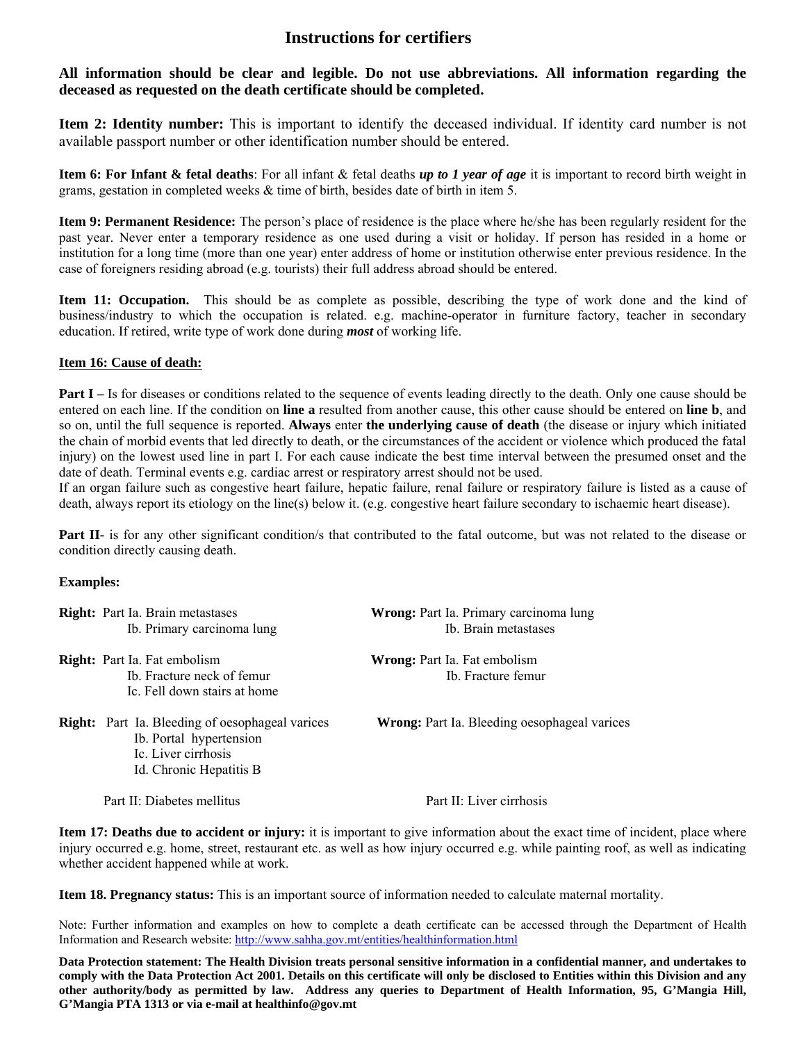# Instructions for certifiers

**All information should be clear and legible. Do not use abbreviations. All information regarding the deceased as requested on the death certificate should be completed.**

**Item 2: Identity number:** This is important to identify the deceased individual. If identity card number is not available passport number or other identification number should be entered.

**Item 6: For Infant & fetal deaths**: For all infant & fetal deaths ***up to 1 year of age*** it is important to record birth weight in grams, gestation in completed weeks & time of birth, besides date of birth in item 5.

**Item 9: Permanent Residence:** The person's place of residence is the place where he/she has been regularly resident for the past year. Never enter a temporary residence as one used during a visit or holiday. If person has resided in a home or institution for a long time (more than one year) enter address of home or institution otherwise enter previous residence. In the case of foreigners residing abroad (e.g. tourists) their full address abroad should be entered.

**Item 11: Occupation.** This should be as complete as possible, describing the type of work done and the kind of business/industry to which the occupation is related. e.g. machine-operator in furniture factory, teacher in secondary education. If retired, write type of work done during ***most*** of working life.

**Item 16: Cause of death:**

**Part I –** Is for diseases or conditions related to the sequence of events leading directly to the death. Only one cause should be entered on each line. If the condition on **line a** resulted from another cause, this other cause should be entered on **line b**, and so on, until the full sequence is reported. **Always** enter **the underlying cause of death** (the disease or injury which initiated the chain of morbid events that led directly to death, or the circumstances of the accident or violence which produced the fatal injury) on the lowest used line in part I. For each cause indicate the best time interval between the presumed onset and the date of death. Terminal events e.g. cardiac arrest or respiratory arrest should not be used.
If an organ failure such as congestive heart failure, hepatic failure, renal failure or respiratory failure is listed as a cause of death, always report its etiology on the line(s) below it. (e.g. congestive heart failure secondary to ischaemic heart disease).

**Part II-** is for any other significant condition/s that contributed to the fatal outcome, but was not related to the disease or condition directly causing death.

**Examples:**

**Right:** Part Ia. Brain metastases
Ib. Primary carcinoma lung

**Wrong:** Part Ia. Primary carcinoma lung
Ib. Brain metastases

**Right:** Part Ia. Fat embolism
Ib. Fracture neck of femur
Ic. Fell down stairs at home

**Wrong:** Part Ia. Fat embolism
Ib. Fracture femur

**Right:** Part Ia. Bleeding of oesophageal varices
Ib. Portal hypertension
Ic. Liver cirrhosis
Id. Chronic Hepatitis B
Part II: Diabetes mellitus

**Wrong:** Part Ia. Bleeding oesophageal varices
Part II: Liver cirrhosis

**Item 17: Deaths due to accident or injury:** it is important to give information about the exact time of incident, place where injury occurred e.g. home, street, restaurant etc. as well as how injury occurred e.g. while painting roof, as well as indicating whether accident happened while at work.

**Item 18. Pregnancy status:** This is an important source of information needed to calculate maternal mortality.

Note: Further information and examples on how to complete a death certificate can be accessed through the Department of Health Information and Research website: http://www.sahha.gov.mt/entities/healthinformation.html

**Data Protection statement: The Health Division treats personal sensitive information in a confidential manner, and undertakes to comply with the Data Protection Act 2001. Details on this certificate will only be disclosed to Entities within this Division and any other authority/body as permitted by law. Address any queries to Department of Health Information, 95, G'Mangia Hill, G'Mangia PTA 1313 or via e-mail at healthinfo@gov.mt**